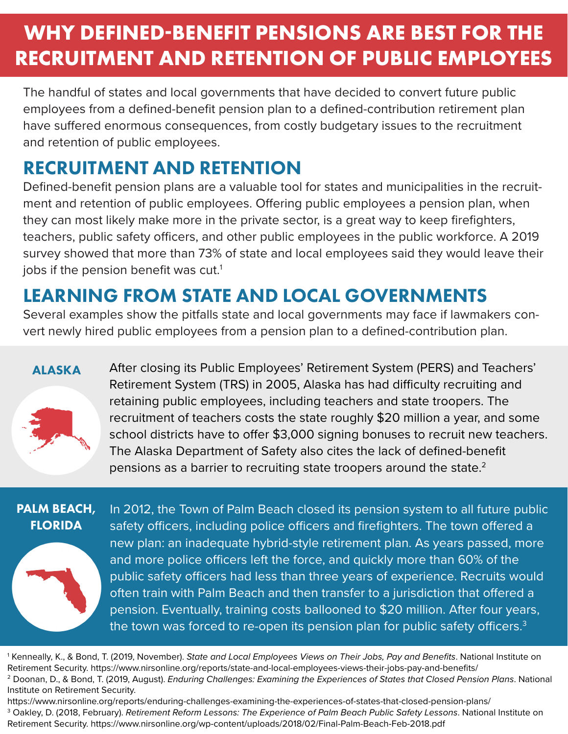# WHY DEFINED-BENEFIT PENSIONS ARE BEST FOR THE RECRUITMENT AND RETENTION OF PUBLIC EMPLOYEES

The handful of states and local governments that have decided to convert future public employees from a defined-benefit pension plan to a defined-contribution retirement plan have suffered enormous consequences, from costly budgetary issues to the recruitment and retention of public employees.

## RECRUITMENT AND RETENTION

Defined-benefit pension plans are a valuable tool for states and municipalities in the recruitment and retention of public employees. Offering public employees a pension plan, when they can most likely make more in the private sector, is a great way to keep firefighters, teachers, public safety officers, and other public employees in the public workforce. A 2019 survey showed that more than 73% of state and local employees said they would leave their jobs if the pension benefit was cut.[1]

## LEARNING FROM STATE AND LOCAL GOVERNMENTS

Several examples show the pitfalls state and local governments may face if lawmakers convert newly hired public employees from a pension plan to a defined-contribution plan.

### ALASKA

After closing its Public Employees' Retirement System (PERS) and Teachers' Retirement System (TRS) in 2005, Alaska has had difficulty recruiting and retaining public employees, including teachers and state troopers. The recruitment of teachers costs the state roughly $20 million a year, and some school districts have to offer $3,000 signing bonuses to recruit new teachers. The Alaska Department of Safety also cites the lack of defined-benefit pensions as a barrier to recruiting state troopers around the state.[2]

### PALM BEACH, FLORIDA

In 2012, the Town of Palm Beach closed its pension system to all future public safety officers, including police officers and firefighters. The town offered a new plan: an inadequate hybrid-style retirement plan. As years passed, more and more police officers left the force, and quickly more than 60% of the public safety officers had less than three years of experience. Recruits would often train with Palm Beach and then transfer to a jurisdiction that offered a pension. Eventually, training costs ballooned to $20 million. After four years, the town was forced to re-open its pension plan for public safety officers.[3]

---

[1] Kenneally, K., & Bond, T. (2019, November). *State and Local Employees Views on Their Jobs, Pay and Benefits*. National Institute on Retirement Security. https://www.nirsonline.org/reports/state-and-local-employees-views-their-jobs-pay-and-benefits/

[2] Doonan, D., & Bond, T. (2019, August). *Enduring Challenges: Examining the Experiences of States that Closed Pension Plans*. National Institute on Retirement Security. https://www.nirsonline.org/reports/enduring-challenges-examining-the-experiences-of-states-that-closed-pension-plans/

[3] Oakley, D. (2018, February). *Retirement Reform Lessons: The Experience of Palm Beach Public Safety Lessons*. National Institute on Retirement Security. https://www.nirsonline.org/wp-content/uploads/2018/02/Final-Palm-Beach-Feb-2018.pdf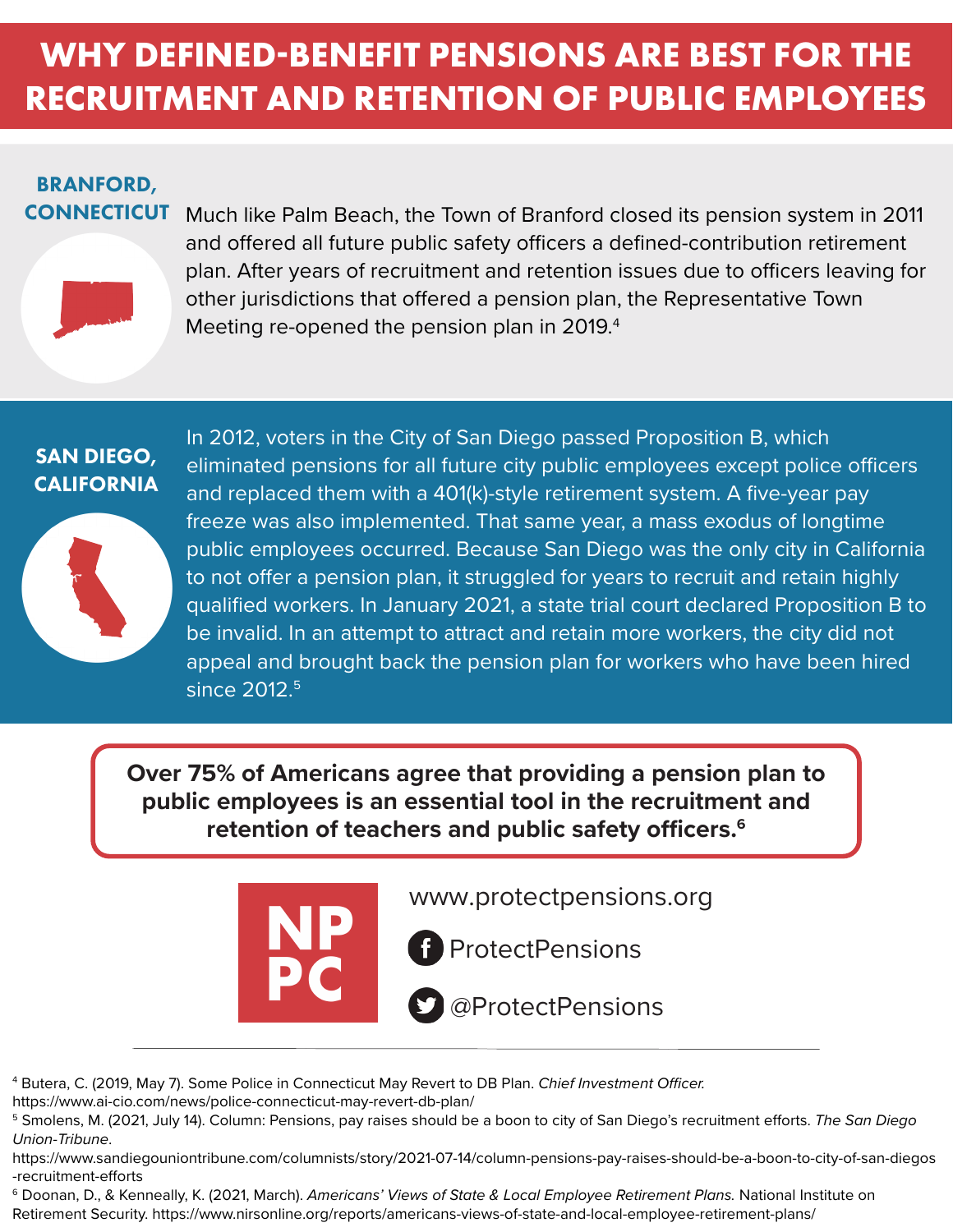# WHY DEFINED-BENEFIT PENSIONS ARE BEST FOR THE RECRUITMENT AND RETENTION OF PUBLIC EMPLOYEES

## BRANFORD, CONNECTICUT

Much like Palm Beach, the Town of Branford closed its pension system in 2011 and offered all future public safety officers a defined-contribution retirement plan. After years of recruitment and retention issues due to officers leaving for other jurisdictions that offered a pension plan, the Representative Town Meeting re-opened the pension plan in 2019.[4]

## SAN DIEGO, CALIFORNIA

In 2012, voters in the City of San Diego passed Proposition B, which eliminated pensions for all future city public employees except police officers and replaced them with a 401(k)-style retirement system. A five-year pay freeze was also implemented. That same year, a mass exodus of longtime public employees occurred. Because San Diego was the only city in California to not offer a pension plan, it struggled for years to recruit and retain highly qualified workers. In January 2021, a state trial court declared Proposition B to be invalid. In an attempt to attract and retain more workers, the city did not appeal and brought back the pension plan for workers who have been hired since 2012.[5]

**Over 75% of Americans agree that providing a pension plan to public employees is an essential tool in the recruitment and retention of teachers and public safety officers.[6]**

NP PC

www.protectpensions.org

ProtectPensions

@ProtectPensions

---

[4] Butera, C. (2019, May 7). Some Police in Connecticut May Revert to DB Plan. *Chief Investment Officer.* https://www.ai-cio.com/news/police-connecticut-may-revert-db-plan/

[5] Smolens, M. (2021, July 14). Column: Pensions, pay raises should be a boon to city of San Diego's recruitment efforts. *The San Diego Union-Tribune*. https://www.sandiegouniontribune.com/columnists/story/2021-07-14/column-pensions-pay-raises-should-be-a-boon-to-city-of-san-diegos-recruitment-efforts

[6] Doonan, D., & Kenneally, K. (2021, March). *Americans' Views of State & Local Employee Retirement Plans.* National Institute on Retirement Security. https://www.nirsonline.org/reports/americans-views-of-state-and-local-employee-retirement-plans/